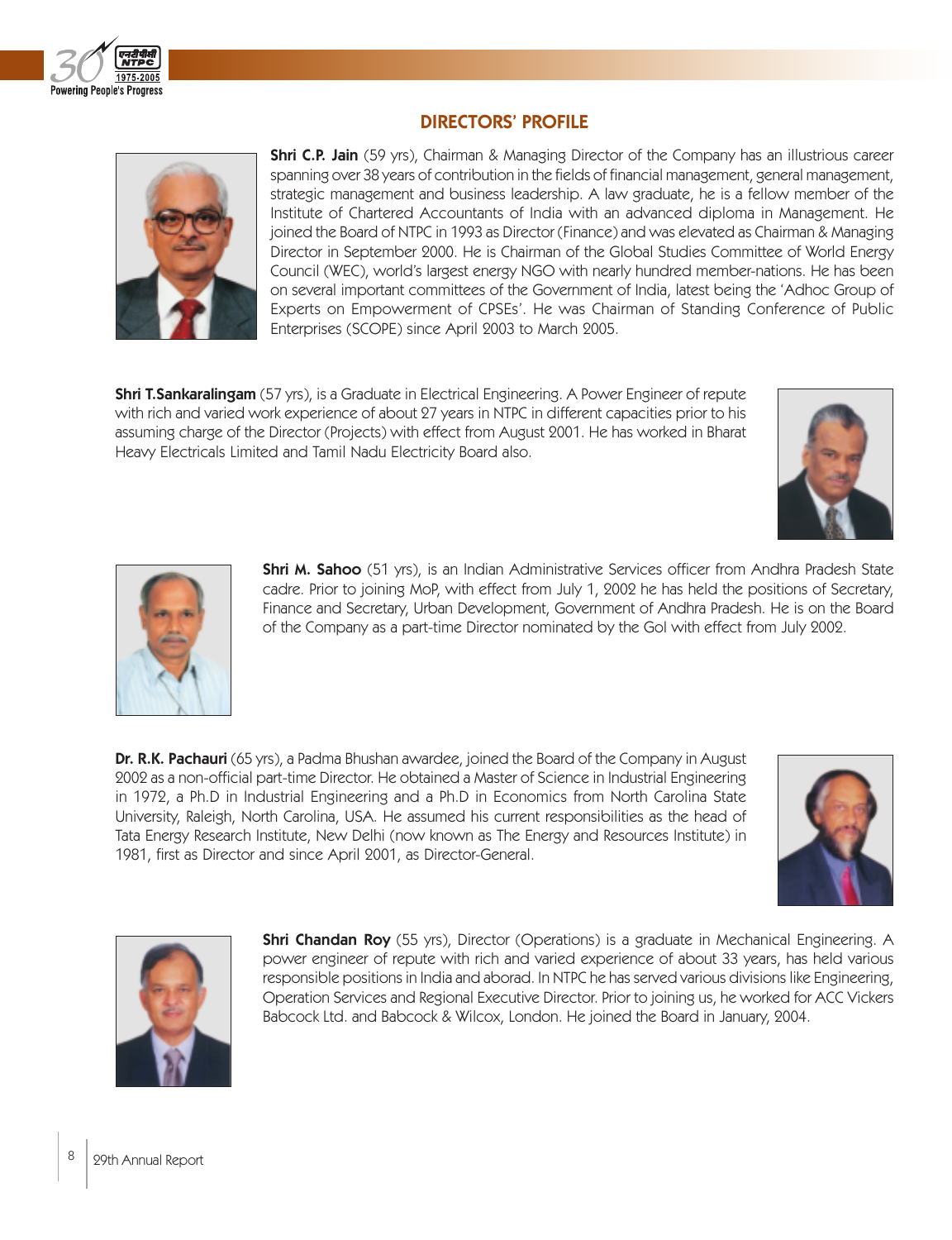## DIRECTORS' PROFILE

**Shri C.P. Jain** (59 yrs), Chairman & Managing Director of the Company has an illustrious career spanning over 38 years of contribution in the fields of financial management, general management, strategic management and business leadership. A law graduate, he is a fellow member of the Institute of Chartered Accountants of India with an advanced diploma in Management. He joined the Board of NTPC in 1993 as Director (Finance) and was elevated as Chairman & Managing Director in September 2000. He is Chairman of the Global Studies Committee of World Energy Council (WEC), world's largest energy NGO with nearly hundred member-nations. He has been on several important committees of the Government of India, latest being the 'Adhoc Group of Experts on Empowerment of CPSEs'. He was Chairman of Standing Conference of Public Enterprises (SCOPE) since April 2003 to March 2005.

**Shri T.Sankaralingam** (57 yrs), is a Graduate in Electrical Engineering. A Power Engineer of repute with rich and varied work experience of about 27 years in NTPC in different capacities prior to his assuming charge of the Director (Projects) with effect from August 2001. He has worked in Bharat Heavy Electricals Limited and Tamil Nadu Electricity Board also.

**Shri M. Sahoo** (51 yrs), is an Indian Administrative Services officer from Andhra Pradesh State cadre. Prior to joining MoP, with effect from July 1, 2002 he has held the positions of Secretary, Finance and Secretary, Urban Development, Government of Andhra Pradesh. He is on the Board of the Company as a part-time Director nominated by the GoI with effect from July 2002.

**Dr. R.K. Pachauri** (65 yrs), a Padma Bhushan awardee, joined the Board of the Company in August 2002 as a non-official part-time Director. He obtained a Master of Science in Industrial Engineering in 1972, a Ph.D in Industrial Engineering and a Ph.D in Economics from North Carolina State University, Raleigh, North Carolina, USA. He assumed his current responsibilities as the head of Tata Energy Research Institute, New Delhi (now known as The Energy and Resources Institute) in 1981, first as Director and since April 2001, as Director-General.

**Shri Chandan Roy** (55 yrs), Director (Operations) is a graduate in Mechanical Engineering. A power engineer of repute with rich and varied experience of about 33 years, has held various responsible positions in India and aborad. In NTPC he has served various divisions like Engineering, Operation Services and Regional Executive Director. Prior to joining us, he worked for ACC Vickers Babcock Ltd. and Babcock & Wilcox, London. He joined the Board in January, 2004.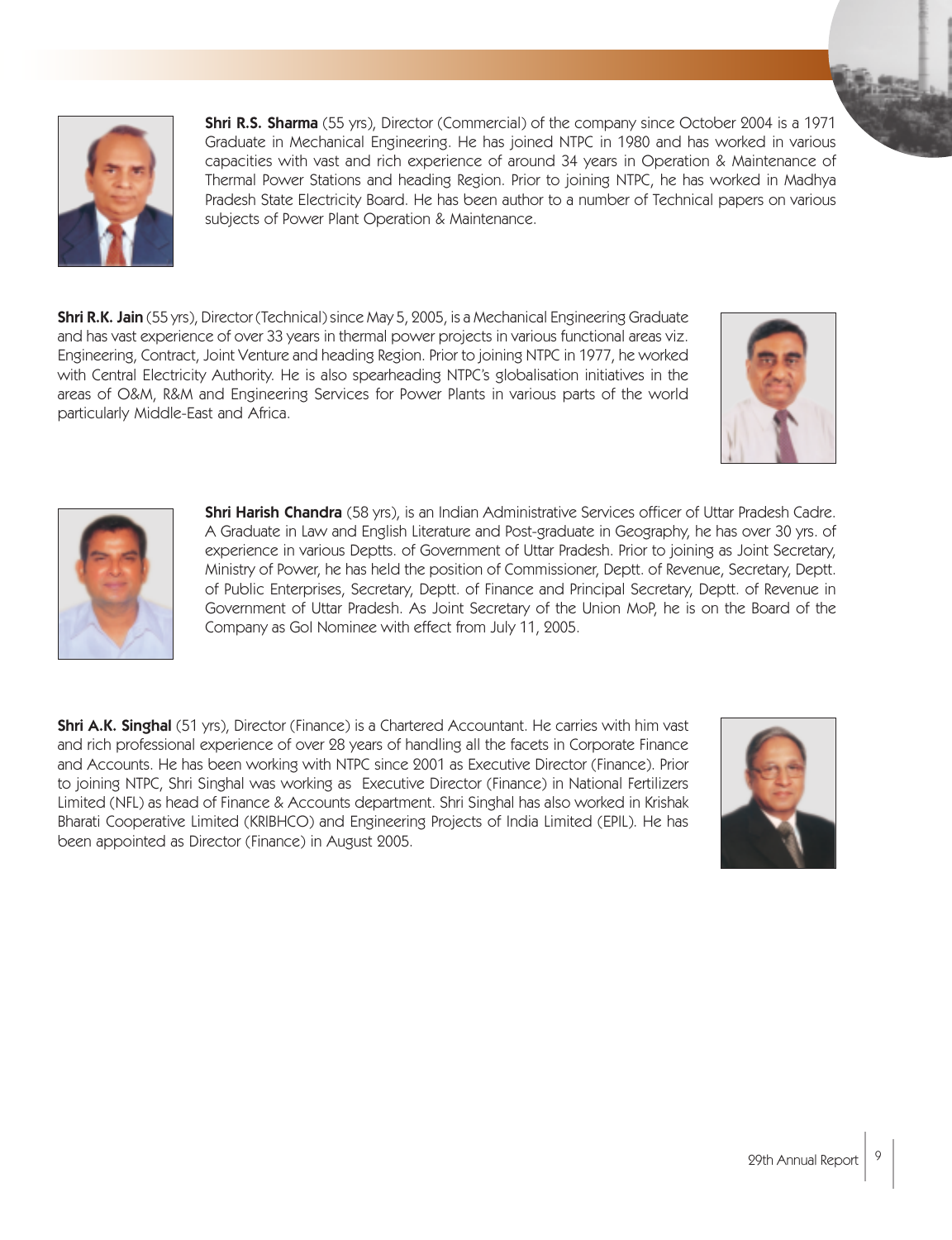**Shri R.S. Sharma** (55 yrs), Director (Commercial) of the company since October 2004 is a 1971 Graduate in Mechanical Engineering. He has joined NTPC in 1980 and has worked in various capacities with vast and rich experience of around 34 years in Operation & Maintenance of Thermal Power Stations and heading Region. Prior to joining NTPC, he has worked in Madhya Pradesh State Electricity Board. He has been author to a number of Technical papers on various subjects of Power Plant Operation & Maintenance.

**Shri R.K. Jain** (55 yrs), Director (Technical) since May 5, 2005, is a Mechanical Engineering Graduate and has vast experience of over 33 years in thermal power projects in various functional areas viz. Engineering, Contract, Joint Venture and heading Region. Prior to joining NTPC in 1977, he worked with Central Electricity Authority. He is also spearheading NTPC's globalisation initiatives in the areas of O&M, R&M and Engineering Services for Power Plants in various parts of the world particularly Middle-East and Africa.

**Shri Harish Chandra** (58 yrs), is an Indian Administrative Services officer of Uttar Pradesh Cadre. A Graduate in Law and English Literature and Post-graduate in Geography, he has over 30 yrs. of experience in various Deptts. of Government of Uttar Pradesh. Prior to joining as Joint Secretary, Ministry of Power, he has held the position of Commissioner, Deptt. of Revenue, Secretary, Deptt. of Public Enterprises, Secretary, Deptt. of Finance and Principal Secretary, Deptt. of Revenue in Government of Uttar Pradesh. As Joint Secretary of the Union MoP, he is on the Board of the Company as GoI Nominee with effect from July 11, 2005.

**Shri A.K. Singhal** (51 yrs), Director (Finance) is a Chartered Accountant. He carries with him vast and rich professional experience of over 28 years of handling all the facets in Corporate Finance and Accounts. He has been working with NTPC since 2001 as Executive Director (Finance). Prior to joining NTPC, Shri Singhal was working as Executive Director (Finance) in National Fertilizers Limited (NFL) as head of Finance & Accounts department. Shri Singhal has also worked in Krishak Bharati Cooperative Limited (KRIBHCO) and Engineering Projects of India Limited (EPIL). He has been appointed as Director (Finance) in August 2005.